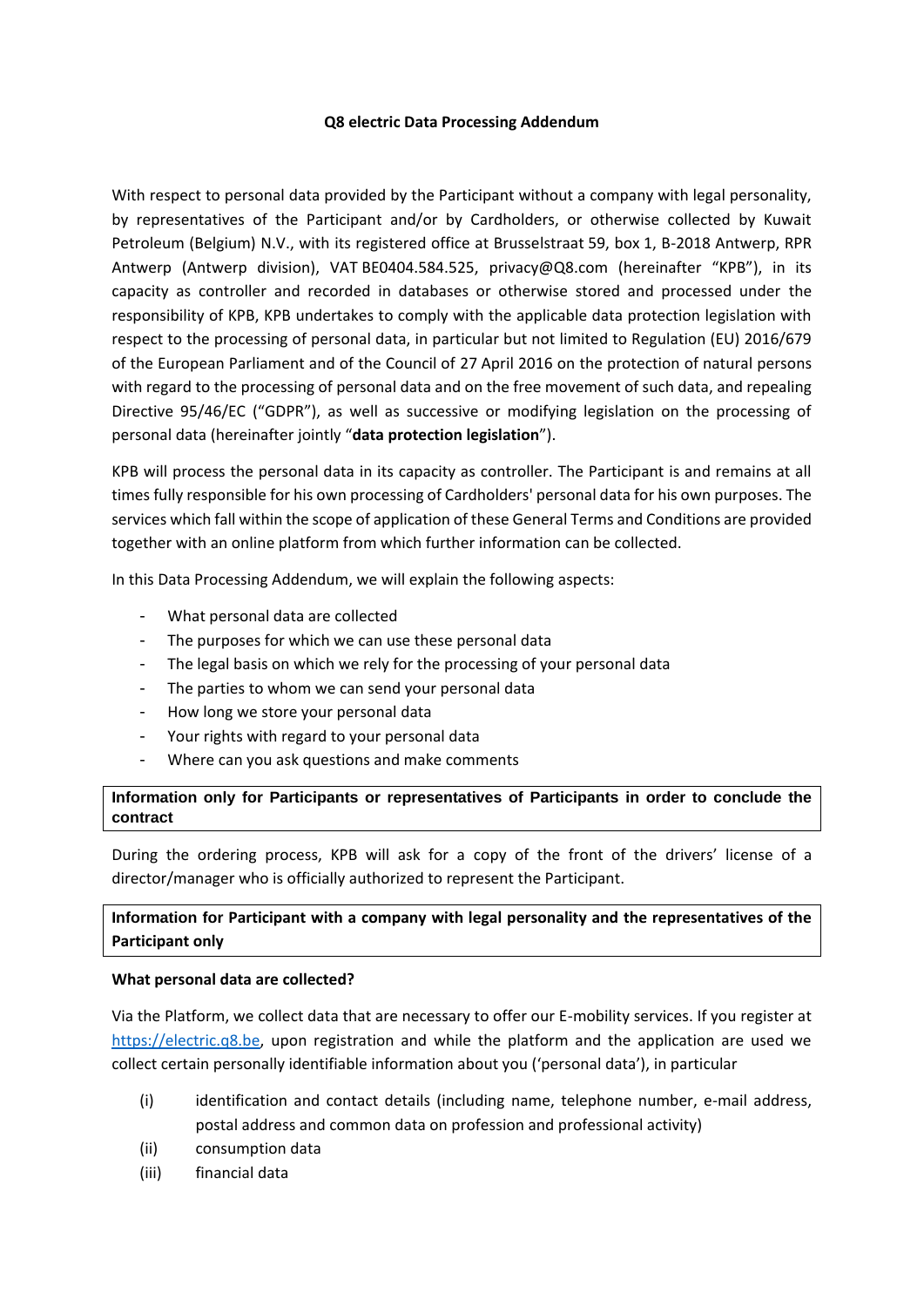# Q8 electric Data Processing Addendum

With respect to personal data provided by the Participant without a company with legal personality, by representatives of the Participant and/or by Cardholders, or otherwise collected by Kuwait Petroleum (Belgium) N.V., with its registered office at Brusselstraat 59, box 1, B-2018 Antwerp, RPR Antwerp (Antwerp division), VAT BE0404.584.525, privacy@Q8.com (hereinafter "KPB"), in its capacity as controller and recorded in databases or otherwise stored and processed under the responsibility of KPB, KPB undertakes to comply with the applicable data protection legislation with respect to the processing of personal data, in particular but not limited to Regulation (EU) 2016/679 of the European Parliament and of the Council of 27 April 2016 on the protection of natural persons with regard to the processing of personal data and on the free movement of such data, and repealing Directive 95/46/EC ("GDPR"), as well as successive or modifying legislation on the processing of personal data (hereinafter jointly "**data protection legislation**").

KPB will process the personal data in its capacity as controller. The Participant is and remains at all times fully responsible for his own processing of Cardholders' personal data for his own purposes. The services which fall within the scope of application of these General Terms and Conditions are provided together with an online platform from which further information can be collected.

In this Data Processing Addendum, we will explain the following aspects:

- What personal data are collected
- The purposes for which we can use these personal data
- The legal basis on which we rely for the processing of your personal data
- The parties to whom we can send your personal data
- How long we store your personal data
- Your rights with regard to your personal data
- Where can you ask questions and make comments

**Information only for Participants or representatives of Participants in order to conclude the contract**

During the ordering process, KPB will ask for a copy of the front of the drivers' license of a director/manager who is officially authorized to represent the Participant.

**Information for Participant with a company with legal personality and the representatives of the Participant only**

**What personal data are collected?**

Via the Platform, we collect data that are necessary to offer our E-mobility services. If you register at https://electric.q8.be, upon registration and while the platform and the application are used we collect certain personally identifiable information about you ('personal data'), in particular

(i) identification and contact details (including name, telephone number, e-mail address, postal address and common data on profession and professional activity)

(ii) consumption data

(iii) financial data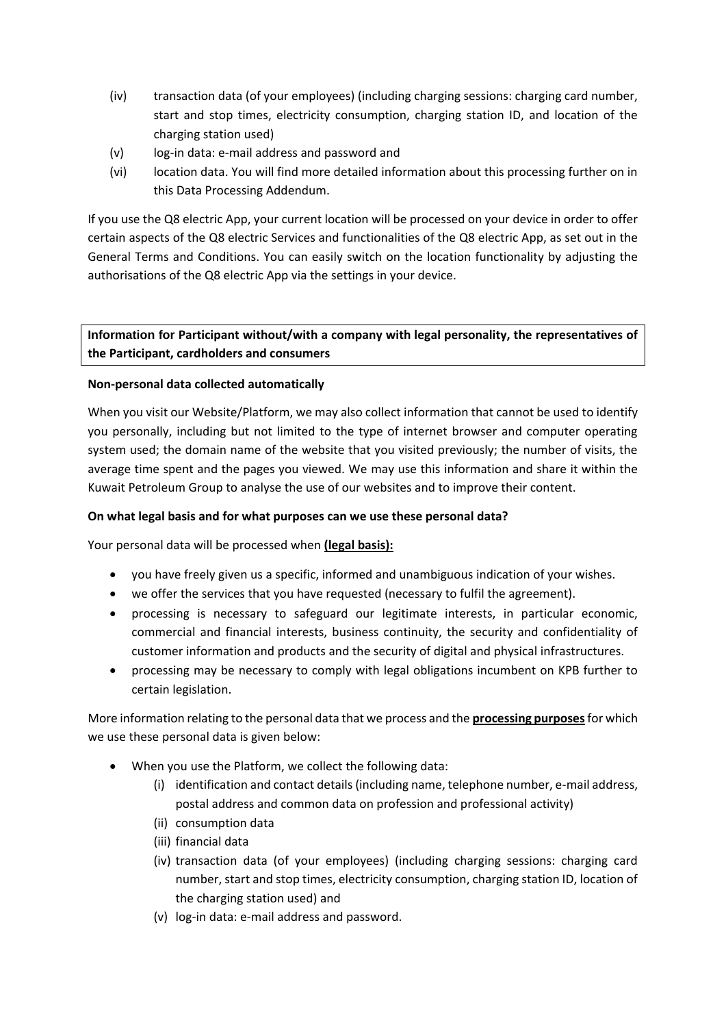(iv) transaction data (of your employees) (including charging sessions: charging card number, start and stop times, electricity consumption, charging station ID, and location of the charging station used)

(v) log-in data: e-mail address and password and

(vi) location data. You will find more detailed information about this processing further on in this Data Processing Addendum.

If you use the Q8 electric App, your current location will be processed on your device in order to offer certain aspects of the Q8 electric Services and functionalities of the Q8 electric App, as set out in the General Terms and Conditions. You can easily switch on the location functionality by adjusting the authorisations of the Q8 electric App via the settings in your device.

**Information for Participant without/with a company with legal personality, the representatives of the Participant, cardholders and consumers**

**Non-personal data collected automatically**

When you visit our Website/Platform, we may also collect information that cannot be used to identify you personally, including but not limited to the type of internet browser and computer operating system used; the domain name of the website that you visited previously; the number of visits, the average time spent and the pages you viewed. We may use this information and share it within the Kuwait Petroleum Group to analyse the use of our websites and to improve their content.

**On what legal basis and for what purposes can we use these personal data?**

Your personal data will be processed when **(legal basis):**

- you have freely given us a specific, informed and unambiguous indication of your wishes.
- we offer the services that you have requested (necessary to fulfil the agreement).
- processing is necessary to safeguard our legitimate interests, in particular economic, commercial and financial interests, business continuity, the security and confidentiality of customer information and products and the security of digital and physical infrastructures.
- processing may be necessary to comply with legal obligations incumbent on KPB further to certain legislation.

More information relating to the personal data that we process and the **processing purposes** for which we use these personal data is given below:

- When you use the Platform, we collect the following data:
  - (i) identification and contact details (including name, telephone number, e-mail address, postal address and common data on profession and professional activity)
  - (ii) consumption data
  - (iii) financial data
  - (iv) transaction data (of your employees) (including charging sessions: charging card number, start and stop times, electricity consumption, charging station ID, location of the charging station used) and
  - (v) log-in data: e-mail address and password.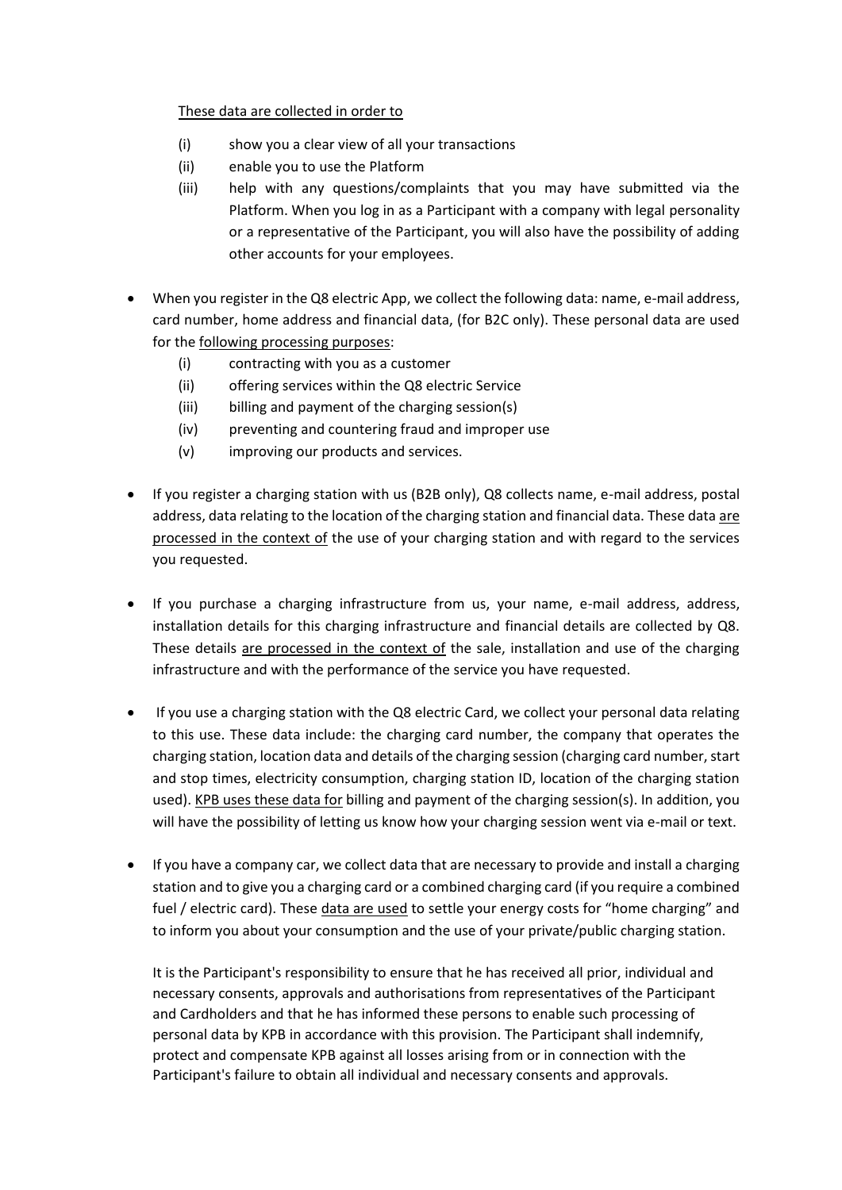<u>These data are collected in order to</u>

(i) show you a clear view of all your transactions
(ii) enable you to use the Platform
(iii) help with any questions/complaints that you may have submitted via the Platform. When you log in as a Participant with a company with legal personality or a representative of the Participant, you will also have the possibility of adding other accounts for your employees.

- When you register in the Q8 electric App, we collect the following data: name, e-mail address, card number, home address and financial data, (for B2C only). These personal data are used for the <u>following processing purposes</u>:
  (i) contracting with you as a customer
  (ii) offering services within the Q8 electric Service
  (iii) billing and payment of the charging session(s)
  (iv) preventing and countering fraud and improper use
  (v) improving our products and services.

- If you register a charging station with us (B2B only), Q8 collects name, e-mail address, postal address, data relating to the location of the charging station and financial data. These data <u>are processed in the context of</u> the use of your charging station and with regard to the services you requested.

- If you purchase a charging infrastructure from us, your name, e-mail address, address, installation details for this charging infrastructure and financial details are collected by Q8. These details <u>are processed in the context of</u> the sale, installation and use of the charging infrastructure and with the performance of the service you have requested.

- If you use a charging station with the Q8 electric Card, we collect your personal data relating to this use. These data include: the charging card number, the company that operates the charging station, location data and details of the charging session (charging card number, start and stop times, electricity consumption, charging station ID, location of the charging station used). <u>KPB uses these data for</u> billing and payment of the charging session(s). In addition, you will have the possibility of letting us know how your charging session went via e-mail or text.

- If you have a company car, we collect data that are necessary to provide and install a charging station and to give you a charging card or a combined charging card (if you require a combined fuel / electric card). These <u>data are used</u> to settle your energy costs for "home charging" and to inform you about your consumption and the use of your private/public charging station.

  It is the Participant's responsibility to ensure that he has received all prior, individual and necessary consents, approvals and authorisations from representatives of the Participant and Cardholders and that he has informed these persons to enable such processing of personal data by KPB in accordance with this provision. The Participant shall indemnify, protect and compensate KPB against all losses arising from or in connection with the Participant's failure to obtain all individual and necessary consents and approvals.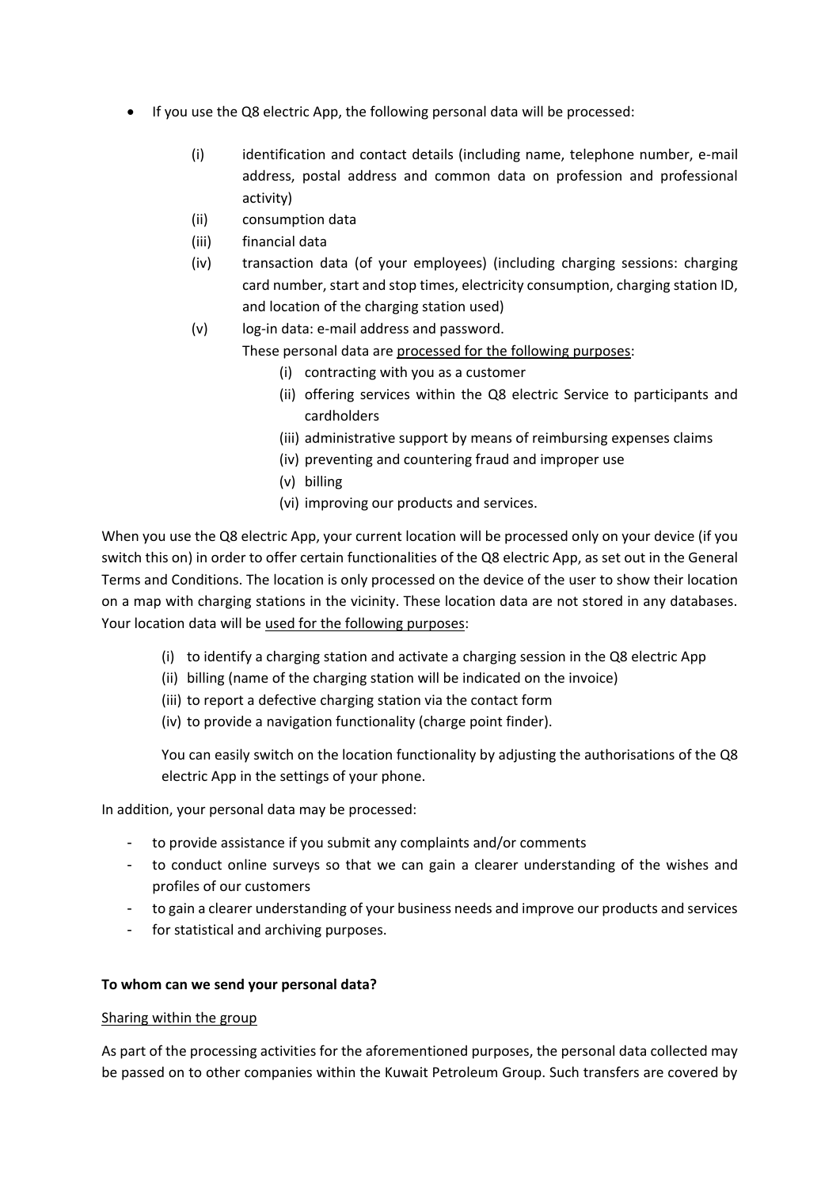- If you use the Q8 electric App, the following personal data will be processed:

  (i) identification and contact details (including name, telephone number, e-mail address, postal address and common data on profession and professional activity)
  (ii) consumption data
  (iii) financial data
  (iv) transaction data (of your employees) (including charging sessions: charging card number, start and stop times, electricity consumption, charging station ID, and location of the charging station used)
  (v) log-in data: e-mail address and password.

  These personal data are <u>processed for the following purposes</u>:

  (i) contracting with you as a customer
  (ii) offering services within the Q8 electric Service to participants and cardholders
  (iii) administrative support by means of reimbursing expenses claims
  (iv) preventing and countering fraud and improper use
  (v) billing
  (vi) improving our products and services.

When you use the Q8 electric App, your current location will be processed only on your device (if you switch this on) in order to offer certain functionalities of the Q8 electric App, as set out in the General Terms and Conditions. The location is only processed on the device of the user to show their location on a map with charging stations in the vicinity. These location data are not stored in any databases. Your location data will be <u>used for the following purposes</u>:

(i) to identify a charging station and activate a charging session in the Q8 electric App
(ii) billing (name of the charging station will be indicated on the invoice)
(iii) to report a defective charging station via the contact form
(iv) to provide a navigation functionality (charge point finder).

You can easily switch on the location functionality by adjusting the authorisations of the Q8 electric App in the settings of your phone.

In addition, your personal data may be processed:

- to provide assistance if you submit any complaints and/or comments
- to conduct online surveys so that we can gain a clearer understanding of the wishes and profiles of our customers
- to gain a clearer understanding of your business needs and improve our products and services
- for statistical and archiving purposes.

**To whom can we send your personal data?**

<u>Sharing within the group</u>

As part of the processing activities for the aforementioned purposes, the personal data collected may be passed on to other companies within the Kuwait Petroleum Group. Such transfers are covered by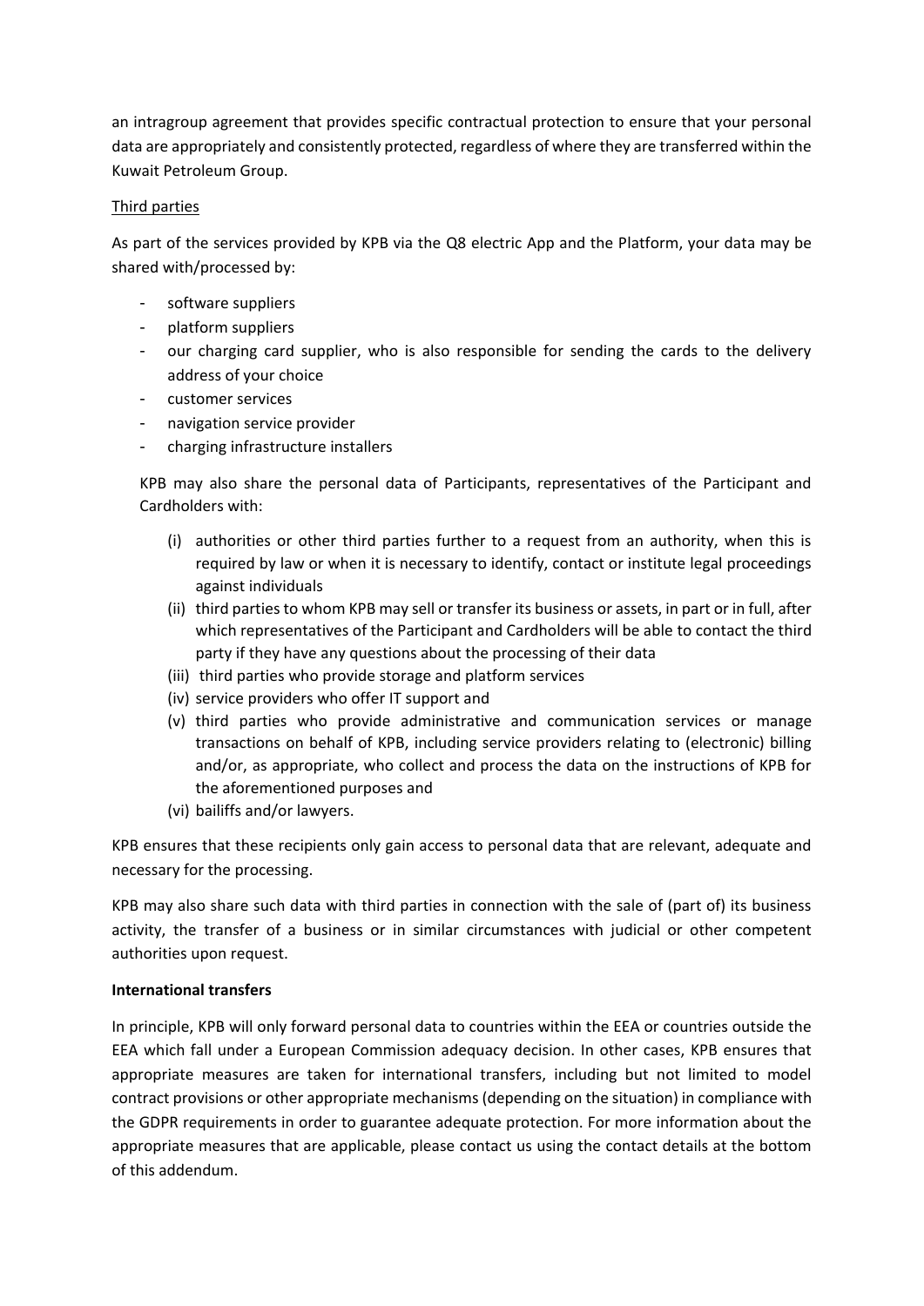an intragroup agreement that provides specific contractual protection to ensure that your personal data are appropriately and consistently protected, regardless of where they are transferred within the Kuwait Petroleum Group.

Third parties

As part of the services provided by KPB via the Q8 electric App and the Platform, your data may be shared with/processed by:

- software suppliers
- platform suppliers
- our charging card supplier, who is also responsible for sending the cards to the delivery address of your choice
- customer services
- navigation service provider
- charging infrastructure installers

KPB may also share the personal data of Participants, representatives of the Participant and Cardholders with:

(i) authorities or other third parties further to a request from an authority, when this is required by law or when it is necessary to identify, contact or institute legal proceedings against individuals
(ii) third parties to whom KPB may sell or transfer its business or assets, in part or in full, after which representatives of the Participant and Cardholders will be able to contact the third party if they have any questions about the processing of their data
(iii) third parties who provide storage and platform services
(iv) service providers who offer IT support and
(v) third parties who provide administrative and communication services or manage transactions on behalf of KPB, including service providers relating to (electronic) billing and/or, as appropriate, who collect and process the data on the instructions of KPB for the aforementioned purposes and
(vi) bailiffs and/or lawyers.

KPB ensures that these recipients only gain access to personal data that are relevant, adequate and necessary for the processing.

KPB may also share such data with third parties in connection with the sale of (part of) its business activity, the transfer of a business or in similar circumstances with judicial or other competent authorities upon request.

**International transfers**

In principle, KPB will only forward personal data to countries within the EEA or countries outside the EEA which fall under a European Commission adequacy decision. In other cases, KPB ensures that appropriate measures are taken for international transfers, including but not limited to model contract provisions or other appropriate mechanisms (depending on the situation) in compliance with the GDPR requirements in order to guarantee adequate protection. For more information about the appropriate measures that are applicable, please contact us using the contact details at the bottom of this addendum.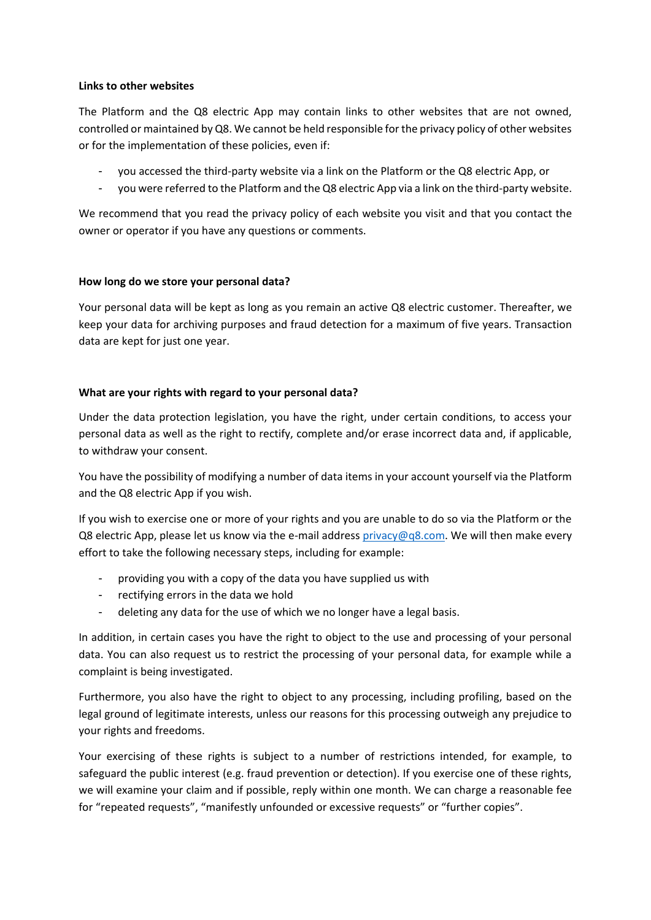**Links to other websites**

The Platform and the Q8 electric App may contain links to other websites that are not owned, controlled or maintained by Q8. We cannot be held responsible for the privacy policy of other websites or for the implementation of these policies, even if:

- you accessed the third-party website via a link on the Platform or the Q8 electric App, or
- you were referred to the Platform and the Q8 electric App via a link on the third-party website.

We recommend that you read the privacy policy of each website you visit and that you contact the owner or operator if you have any questions or comments.

**How long do we store your personal data?**

Your personal data will be kept as long as you remain an active Q8 electric customer. Thereafter, we keep your data for archiving purposes and fraud detection for a maximum of five years. Transaction data are kept for just one year.

**What are your rights with regard to your personal data?**

Under the data protection legislation, you have the right, under certain conditions, to access your personal data as well as the right to rectify, complete and/or erase incorrect data and, if applicable, to withdraw your consent.

You have the possibility of modifying a number of data items in your account yourself via the Platform and the Q8 electric App if you wish.

If you wish to exercise one or more of your rights and you are unable to do so via the Platform or the Q8 electric App, please let us know via the e-mail address privacy@q8.com. We will then make every effort to take the following necessary steps, including for example:

- providing you with a copy of the data you have supplied us with
- rectifying errors in the data we hold
- deleting any data for the use of which we no longer have a legal basis.

In addition, in certain cases you have the right to object to the use and processing of your personal data. You can also request us to restrict the processing of your personal data, for example while a complaint is being investigated.

Furthermore, you also have the right to object to any processing, including profiling, based on the legal ground of legitimate interests, unless our reasons for this processing outweigh any prejudice to your rights and freedoms.

Your exercising of these rights is subject to a number of restrictions intended, for example, to safeguard the public interest (e.g. fraud prevention or detection). If you exercise one of these rights, we will examine your claim and if possible, reply within one month. We can charge a reasonable fee for "repeated requests", "manifestly unfounded or excessive requests" or "further copies".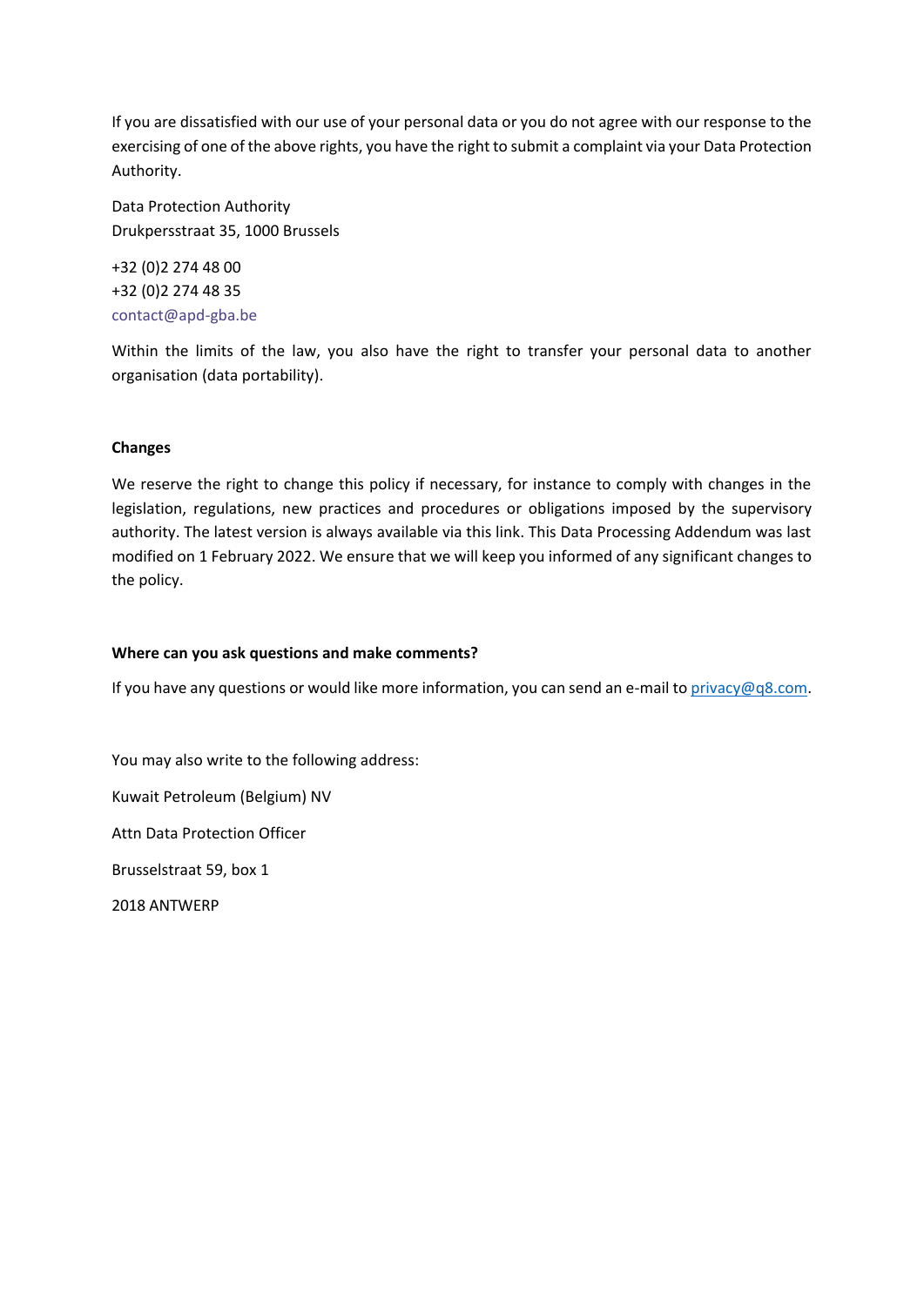If you are dissatisfied with our use of your personal data or you do not agree with our response to the exercising of one of the above rights, you have the right to submit a complaint via your Data Protection Authority.

Data Protection Authority  
Drukpersstraat 35, 1000 Brussels

+32 (0)2 274 48 00  
+32 (0)2 274 48 35  
contact@apd-gba.be

Within the limits of the law, you also have the right to transfer your personal data to another organisation (data portability).

**Changes**

We reserve the right to change this policy if necessary, for instance to comply with changes in the legislation, regulations, new practices and procedures or obligations imposed by the supervisory authority. The latest version is always available via this link. This Data Processing Addendum was last modified on 1 February 2022. We ensure that we will keep you informed of any significant changes to the policy.

**Where can you ask questions and make comments?**

If you have any questions or would like more information, you can send an e-mail to privacy@q8.com.

You may also write to the following address:

Kuwait Petroleum (Belgium) NV

Attn Data Protection Officer

Brusselstraat 59, box 1

2018 ANTWERP